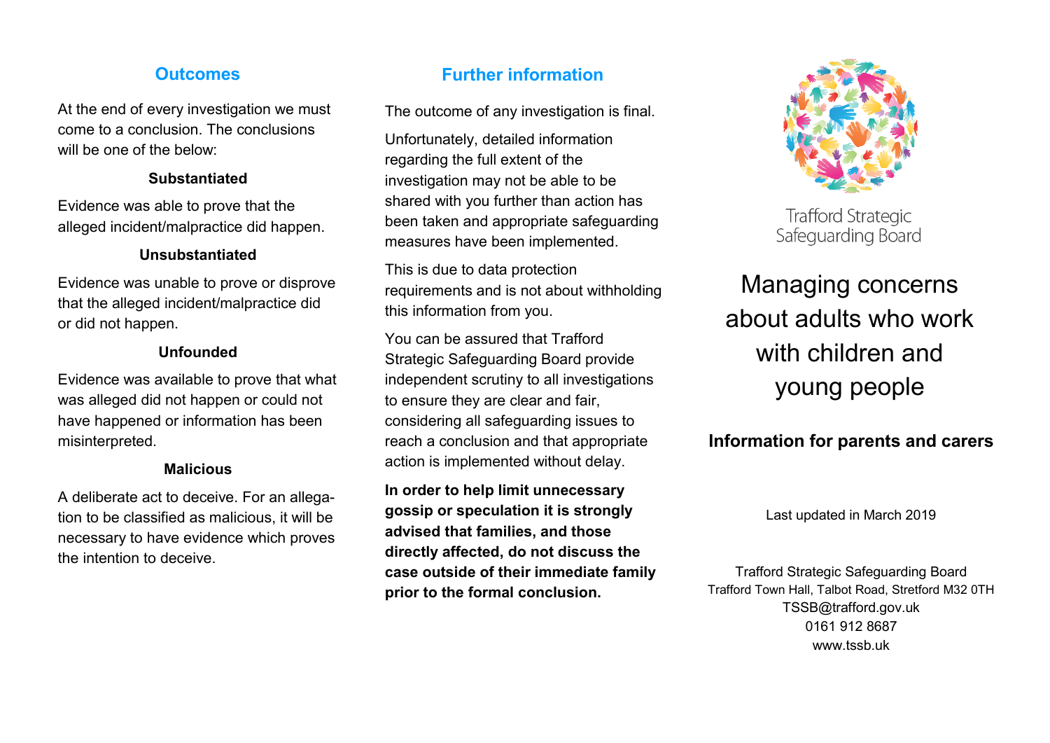## Outcomes

At the end of every investigation we must come to a conclusion. The conclusions will be one of the below:

**Substantiated**

Evidence was able to prove that the alleged incident/malpractice did happen.

**Unsubstantiated**

Evidence was unable to prove or disprove that the alleged incident/malpractice did or did not happen.

**Unfounded**

Evidence was available to prove that what was alleged did not happen or could not have happened or information has been misinterpreted.

**Malicious**

A deliberate act to deceive. For an allegation to be classified as malicious, it will be necessary to have evidence which proves the intention to deceive.

## Further information

The outcome of any investigation is final.

Unfortunately, detailed information regarding the full extent of the investigation may not be able to be shared with you further than action has been taken and appropriate safeguarding measures have been implemented.

This is due to data protection requirements and is not about withholding this information from you.

You can be assured that Trafford Strategic Safeguarding Board provide independent scrutiny to all investigations to ensure they are clear and fair, considering all safeguarding issues to reach a conclusion and that appropriate action is implemented without delay.

**In order to help limit unnecessary gossip or speculation it is strongly advised that families, and those directly affected, do not discuss the case outside of their immediate family prior to the formal conclusion.**

Trafford Strategic Safeguarding Board

# Managing concerns about adults who work with children and young people

**Information for parents and carers**

Last updated in March 2019

Trafford Strategic Safeguarding Board
Trafford Town Hall, Talbot Road, Stretford M32 0TH
TSSB@trafford.gov.uk
0161 912 8687
www.tssb.uk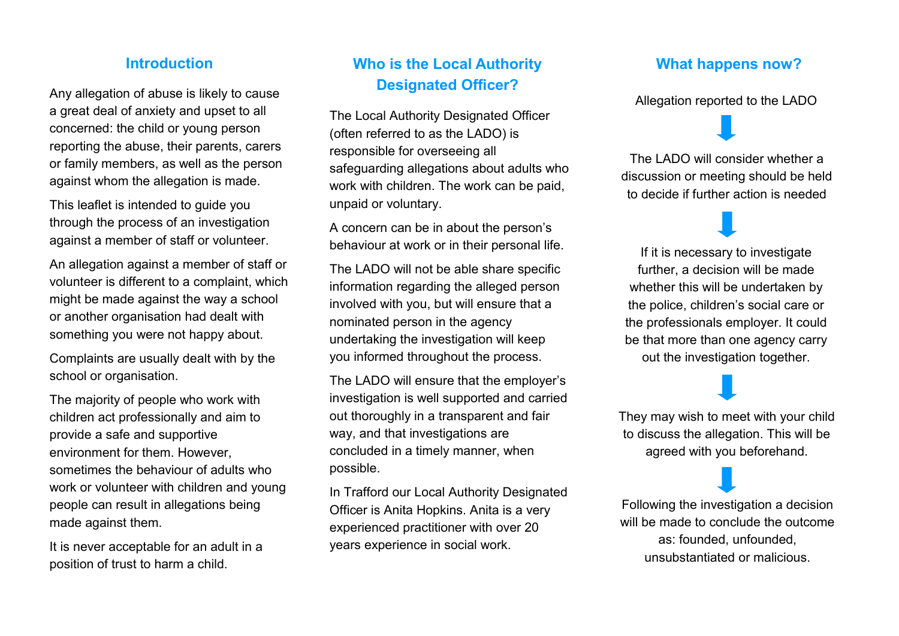## Introduction

Any allegation of abuse is likely to cause a great deal of anxiety and upset to all concerned: the child or young person reporting the abuse, their parents, carers or family members, as well as the person against whom the allegation is made.

This leaflet is intended to guide you through the process of an investigation against a member of staff or volunteer.

An allegation against a member of staff or volunteer is different to a complaint, which might be made against the way a school or another organisation had dealt with something you were not happy about.

Complaints are usually dealt with by the school or organisation.

The majority of people who work with children act professionally and aim to provide a safe and supportive environment for them. However, sometimes the behaviour of adults who work or volunteer with children and young people can result in allegations being made against them.

It is never acceptable for an adult in a position of trust to harm a child.

## Who is the Local Authority Designated Officer?

The Local Authority Designated Officer (often referred to as the LADO) is responsible for overseeing all safeguarding allegations about adults who work with children. The work can be paid, unpaid or voluntary.

A concern can be in about the person's behaviour at work or in their personal life.

The LADO will not be able share specific information regarding the alleged person involved with you, but will ensure that a nominated person in the agency undertaking the investigation will keep you informed throughout the process.

The LADO will ensure that the employer's investigation is well supported and carried out thoroughly in a transparent and fair way, and that investigations are concluded in a timely manner, when possible.

In Trafford our Local Authority Designated Officer is Anita Hopkins. Anita is a very experienced practitioner with over 20 years experience in social work.

## What happens now?

Allegation reported to the LADO

↓

The LADO will consider whether a discussion or meeting should be held to decide if further action is needed

↓

If it is necessary to investigate further, a decision will be made whether this will be undertaken by the police, children's social care or the professionals employer. It could be that more than one agency carry out the investigation together.

↓

They may wish to meet with your child to discuss the allegation. This will be agreed with you beforehand.

↓

Following the investigation a decision will be made to conclude the outcome as: founded, unfounded, unsubstantiated or malicious.